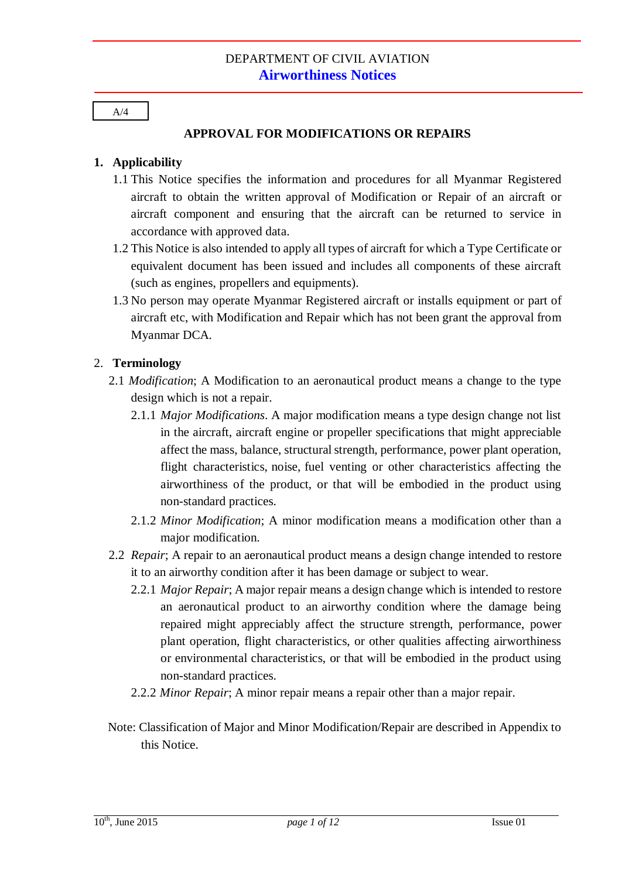DEPARTMENT OF CIVIL AVIATION

**Airworthiness Notices**

A/4

# APPROVAL FOR MODIFICATIONS OR REPAIRS

## 1. Applicability

1.1 This Notice specifies the information and procedures for all Myanmar Registered aircraft to obtain the written approval of Modification or Repair of an aircraft or aircraft component and ensuring that the aircraft can be returned to service in accordance with approved data.

1.2 This Notice is also intended to apply all types of aircraft for which a Type Certificate or equivalent document has been issued and includes all components of these aircraft (such as engines, propellers and equipments).

1.3 No person may operate Myanmar Registered aircraft or installs equipment or part of aircraft etc, with Modification and Repair which has not been grant the approval from Myanmar DCA.

## 2. Terminology

2.1 *Modification*; A Modification to an aeronautical product means a change to the type design which is not a repair.

2.1.1 *Major Modifications*. A major modification means a type design change not list in the aircraft, aircraft engine or propeller specifications that might appreciable affect the mass, balance, structural strength, performance, power plant operation, flight characteristics, noise, fuel venting or other characteristics affecting the airworthiness of the product, or that will be embodied in the product using non-standard practices.

2.1.2 *Minor Modification*; A minor modification means a modification other than a major modification.

2.2 *Repair*; A repair to an aeronautical product means a design change intended to restore it to an airworthy condition after it has been damage or subject to wear.

2.2.1 *Major Repair*; A major repair means a design change which is intended to restore an aeronautical product to an airworthy condition where the damage being repaired might appreciably affect the structure strength, performance, power plant operation, flight characteristics, or other qualities affecting airworthiness or environmental characteristics, or that will be embodied in the product using non-standard practices.

2.2.2 *Minor Repair*; A minor repair means a repair other than a major repair.

Note: Classification of Major and Minor Modification/Repair are described in Appendix to this Notice.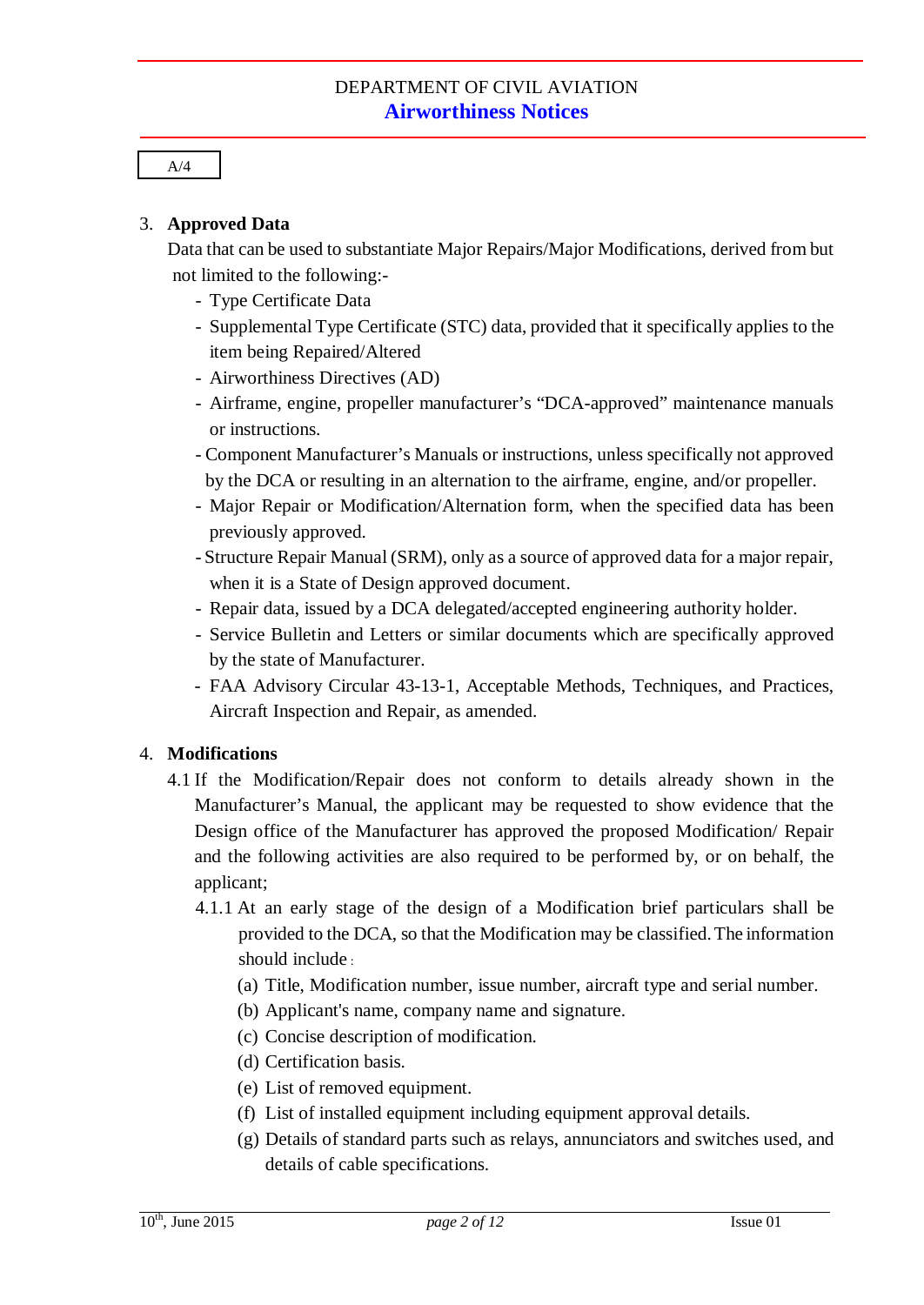A/4

3. **Approved Data**

   Data that can be used to substantiate Major Repairs/Major Modifications, derived from but not limited to the following:-

   - Type Certificate Data
   - Supplemental Type Certificate (STC) data, provided that it specifically applies to the item being Repaired/Altered
   - Airworthiness Directives (AD)
   - Airframe, engine, propeller manufacturer's "DCA-approved" maintenance manuals or instructions.
   - Component Manufacturer's Manuals or instructions, unless specifically not approved by the DCA or resulting in an alternation to the airframe, engine, and/or propeller.
   - Major Repair or Modification/Alternation form, when the specified data has been previously approved.
   - Structure Repair Manual (SRM), only as a source of approved data for a major repair, when it is a State of Design approved document.
   - Repair data, issued by a DCA delegated/accepted engineering authority holder.
   - Service Bulletin and Letters or similar documents which are specifically approved by the state of Manufacturer.
   - FAA Advisory Circular 43-13-1, Acceptable Methods, Techniques, and Practices, Aircraft Inspection and Repair, as amended.

4. **Modifications**

   4.1 If the Modification/Repair does not conform to details already shown in the Manufacturer's Manual, the applicant may be requested to show evidence that the Design office of the Manufacturer has approved the proposed Modification/ Repair and the following activities are also required to be performed by, or on behalf, the applicant;

   4.1.1 At an early stage of the design of a Modification brief particulars shall be provided to the DCA, so that the Modification may be classified. The information should include :

   (a) Title, Modification number, issue number, aircraft type and serial number.
   (b) Applicant's name, company name and signature.
   (c) Concise description of modification.
   (d) Certification basis.
   (e) List of removed equipment.
   (f) List of installed equipment including equipment approval details.
   (g) Details of standard parts such as relays, annunciators and switches used, and details of cable specifications.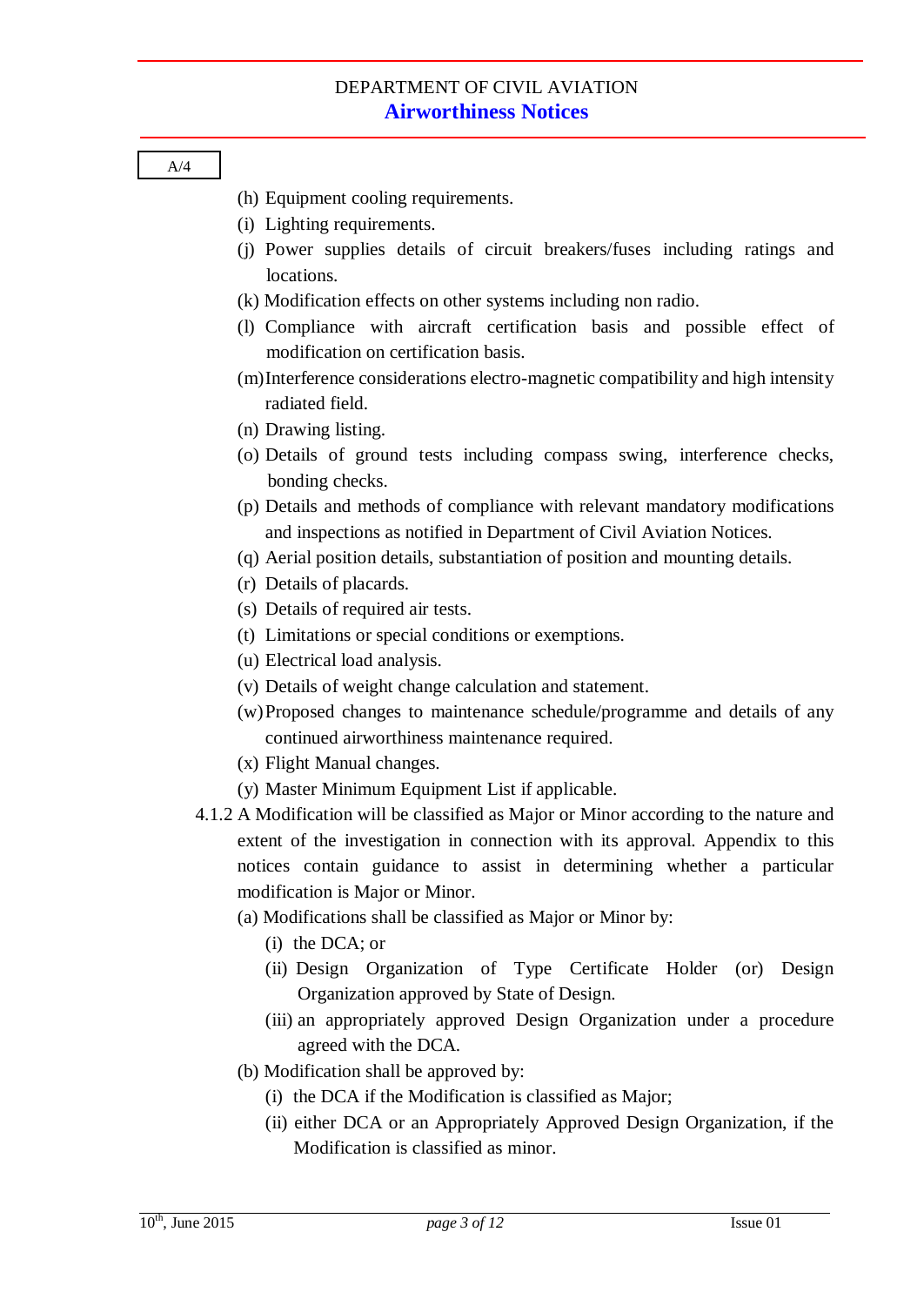A/4

(h) Equipment cooling requirements.

(i) Lighting requirements.

(j) Power supplies details of circuit breakers/fuses including ratings and locations.

(k) Modification effects on other systems including non radio.

(l) Compliance with aircraft certification basis and possible effect of modification on certification basis.

(m) Interference considerations electro-magnetic compatibility and high intensity radiated field.

(n) Drawing listing.

(o) Details of ground tests including compass swing, interference checks, bonding checks.

(p) Details and methods of compliance with relevant mandatory modifications and inspections as notified in Department of Civil Aviation Notices.

(q) Aerial position details, substantiation of position and mounting details.

(r) Details of placards.

(s) Details of required air tests.

(t) Limitations or special conditions or exemptions.

(u) Electrical load analysis.

(v) Details of weight change calculation and statement.

(w) Proposed changes to maintenance schedule/programme and details of any continued airworthiness maintenance required.

(x) Flight Manual changes.

(y) Master Minimum Equipment List if applicable.

4.1.2 A Modification will be classified as Major or Minor according to the nature and extent of the investigation in connection with its approval. Appendix to this notices contain guidance to assist in determining whether a particular modification is Major or Minor.

(a) Modifications shall be classified as Major or Minor by:

(i) the DCA; or

(ii) Design Organization of Type Certificate Holder (or) Design Organization approved by State of Design.

(iii) an appropriately approved Design Organization under a procedure agreed with the DCA.

(b) Modification shall be approved by:

(i) the DCA if the Modification is classified as Major;

(ii) either DCA or an Appropriately Approved Design Organization, if the Modification is classified as minor.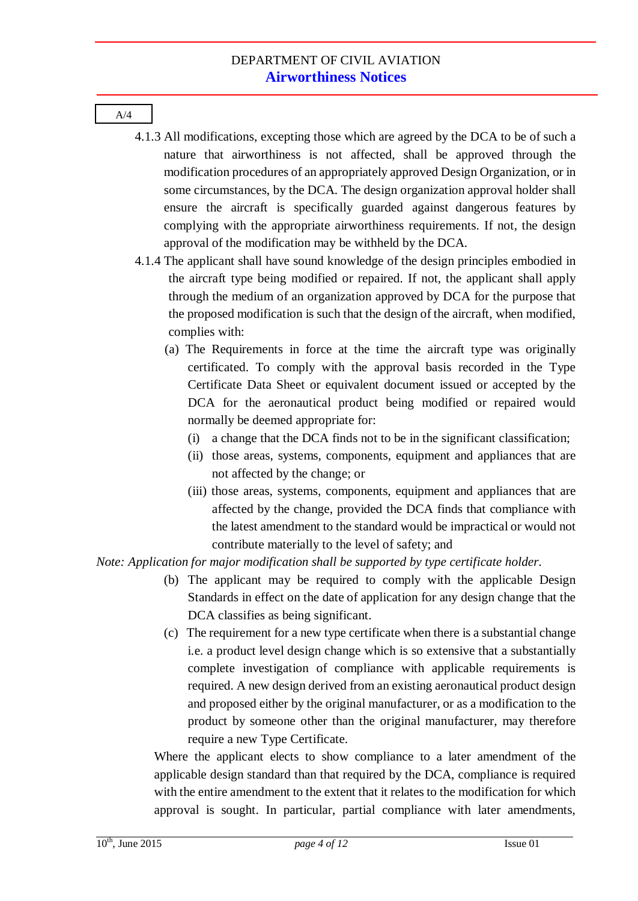A/4

4.1.3 All modifications, excepting those which are agreed by the DCA to be of such a nature that airworthiness is not affected, shall be approved through the modification procedures of an appropriately approved Design Organization, or in some circumstances, by the DCA. The design organization approval holder shall ensure the aircraft is specifically guarded against dangerous features by complying with the appropriate airworthiness requirements. If not, the design approval of the modification may be withheld by the DCA.

4.1.4 The applicant shall have sound knowledge of the design principles embodied in the aircraft type being modified or repaired. If not, the applicant shall apply through the medium of an organization approved by DCA for the purpose that the proposed modification is such that the design of the aircraft, when modified, complies with:

(a) The Requirements in force at the time the aircraft type was originally certificated. To comply with the approval basis recorded in the Type Certificate Data Sheet or equivalent document issued or accepted by the DCA for the aeronautical product being modified or repaired would normally be deemed appropriate for:

(i) a change that the DCA finds not to be in the significant classification;

(ii) those areas, systems, components, equipment and appliances that are not affected by the change; or

(iii) those areas, systems, components, equipment and appliances that are affected by the change, provided the DCA finds that compliance with the latest amendment to the standard would be impractical or would not contribute materially to the level of safety; and

*Note: Application for major modification shall be supported by type certificate holder.*

(b) The applicant may be required to comply with the applicable Design Standards in effect on the date of application for any design change that the DCA classifies as being significant.

(c) The requirement for a new type certificate when there is a substantial change i.e. a product level design change which is so extensive that a substantially complete investigation of compliance with applicable requirements is required. A new design derived from an existing aeronautical product design and proposed either by the original manufacturer, or as a modification to the product by someone other than the original manufacturer, may therefore require a new Type Certificate.

Where the applicant elects to show compliance to a later amendment of the applicable design standard than that required by the DCA, compliance is required with the entire amendment to the extent that it relates to the modification for which approval is sought. In particular, partial compliance with later amendments,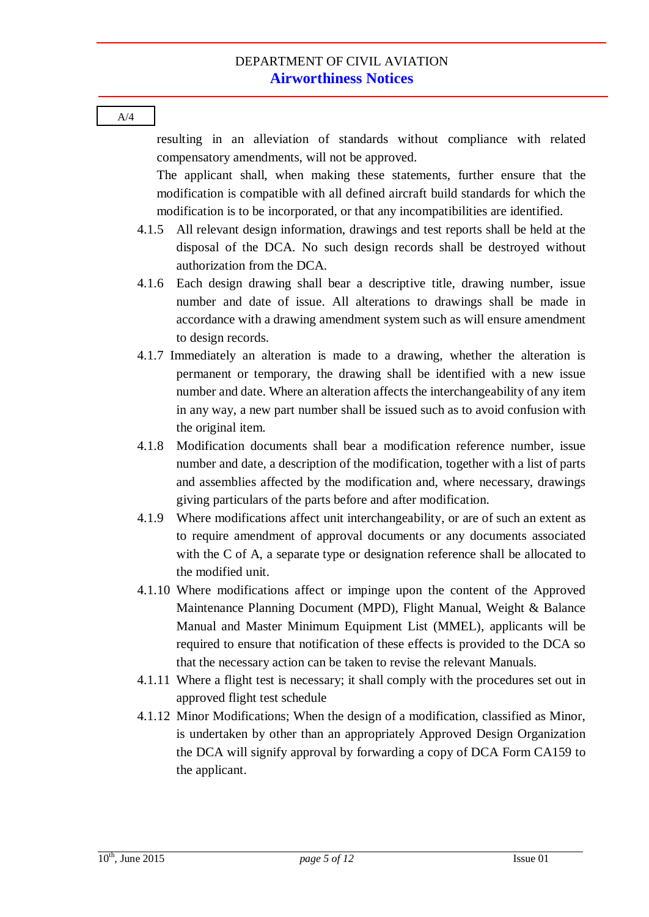resulting in an alleviation of standards without compliance with related compensatory amendments, will not be approved.

The applicant shall, when making these statements, further ensure that the modification is compatible with all defined aircraft build standards for which the modification is to be incorporated, or that any incompatibilities are identified.

4.1.5 All relevant design information, drawings and test reports shall be held at the disposal of the DCA. No such design records shall be destroyed without authorization from the DCA.

4.1.6 Each design drawing shall bear a descriptive title, drawing number, issue number and date of issue. All alterations to drawings shall be made in accordance with a drawing amendment system such as will ensure amendment to design records.

4.1.7 Immediately an alteration is made to a drawing, whether the alteration is permanent or temporary, the drawing shall be identified with a new issue number and date. Where an alteration affects the interchangeability of any item in any way, a new part number shall be issued such as to avoid confusion with the original item.

4.1.8 Modification documents shall bear a modification reference number, issue number and date, a description of the modification, together with a list of parts and assemblies affected by the modification and, where necessary, drawings giving particulars of the parts before and after modification.

4.1.9 Where modifications affect unit interchangeability, or are of such an extent as to require amendment of approval documents or any documents associated with the C of A, a separate type or designation reference shall be allocated to the modified unit.

4.1.10 Where modifications affect or impinge upon the content of the Approved Maintenance Planning Document (MPD), Flight Manual, Weight & Balance Manual and Master Minimum Equipment List (MMEL), applicants will be required to ensure that notification of these effects is provided to the DCA so that the necessary action can be taken to revise the relevant Manuals.

4.1.11 Where a flight test is necessary; it shall comply with the procedures set out in approved flight test schedule

4.1.12 Minor Modifications; When the design of a modification, classified as Minor, is undertaken by other than an appropriately Approved Design Organization the DCA will signify approval by forwarding a copy of DCA Form CA159 to the applicant.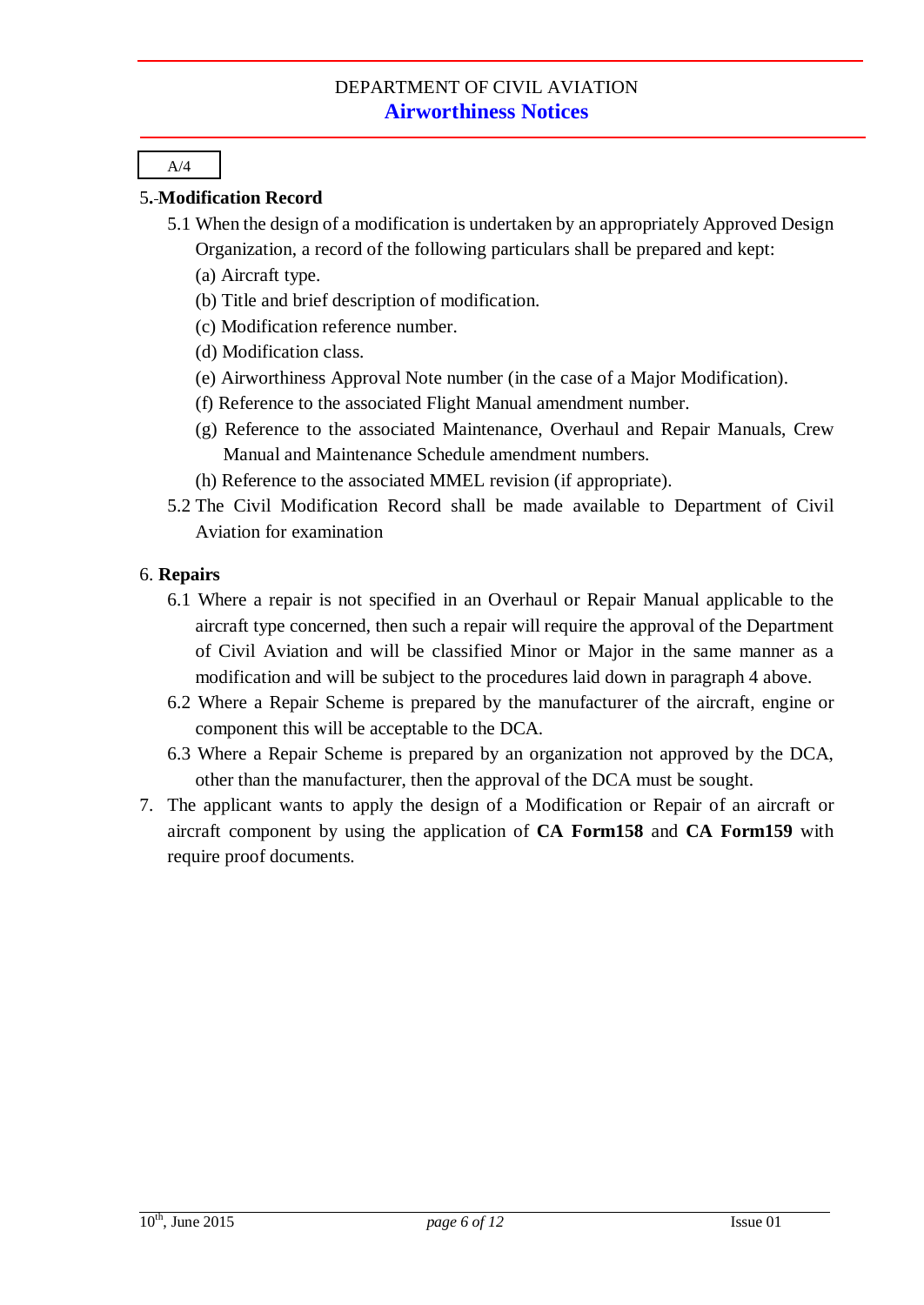A/4

**5. Modification Record**

5.1 When the design of a modification is undertaken by an appropriately Approved Design Organization, a record of the following particulars shall be prepared and kept:

(a) Aircraft type.

(b) Title and brief description of modification.

(c) Modification reference number.

(d) Modification class.

(e) Airworthiness Approval Note number (in the case of a Major Modification).

(f) Reference to the associated Flight Manual amendment number.

(g) Reference to the associated Maintenance, Overhaul and Repair Manuals, Crew Manual and Maintenance Schedule amendment numbers.

(h) Reference to the associated MMEL revision (if appropriate).

5.2 The Civil Modification Record shall be made available to Department of Civil Aviation for examination

**6. Repairs**

6.1 Where a repair is not specified in an Overhaul or Repair Manual applicable to the aircraft type concerned, then such a repair will require the approval of the Department of Civil Aviation and will be classified Minor or Major in the same manner as a modification and will be subject to the procedures laid down in paragraph 4 above.

6.2 Where a Repair Scheme is prepared by the manufacturer of the aircraft, engine or component this will be acceptable to the DCA.

6.3 Where a Repair Scheme is prepared by an organization not approved by the DCA, other than the manufacturer, then the approval of the DCA must be sought.

7. The applicant wants to apply the design of a Modification or Repair of an aircraft or aircraft component by using the application of **CA Form158** and **CA Form159** with require proof documents.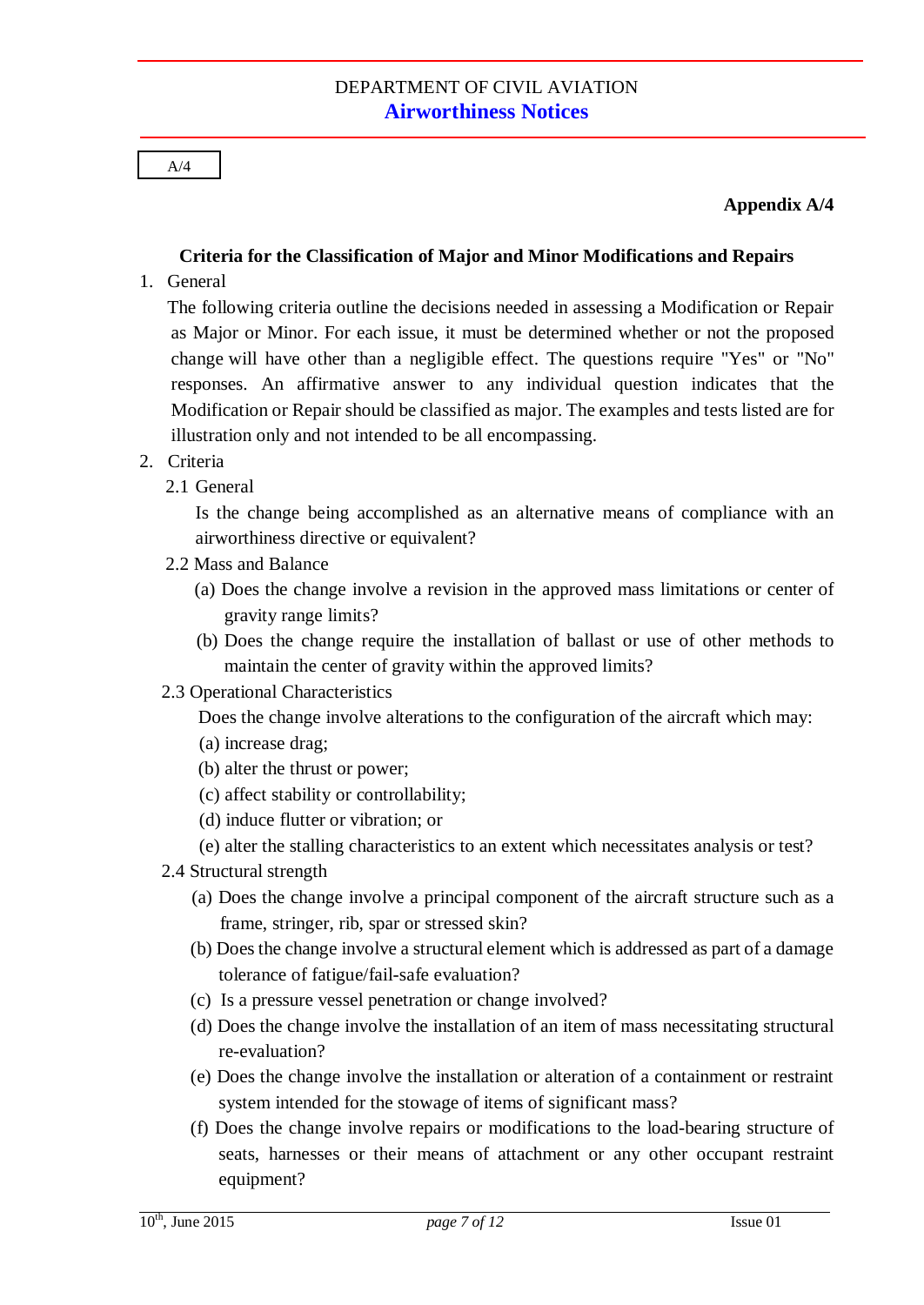A/4

**Appendix A/4**

## Criteria for the Classification of Major and Minor Modifications and Repairs

1. General

   The following criteria outline the decisions needed in assessing a Modification or Repair as Major or Minor. For each issue, it must be determined whether or not the proposed change will have other than a negligible effect. The questions require "Yes" or "No" responses. An affirmative answer to any individual question indicates that the Modification or Repair should be classified as major. The examples and tests listed are for illustration only and not intended to be all encompassing.

2. Criteria

   2.1 General

   Is the change being accomplished as an alternative means of compliance with an airworthiness directive or equivalent?

   2.2 Mass and Balance

   (a) Does the change involve a revision in the approved mass limitations or center of gravity range limits?

   (b) Does the change require the installation of ballast or use of other methods to maintain the center of gravity within the approved limits?

   2.3 Operational Characteristics

   Does the change involve alterations to the configuration of the aircraft which may:

   (a) increase drag;

   (b) alter the thrust or power;

   (c) affect stability or controllability;

   (d) induce flutter or vibration; or

   (e) alter the stalling characteristics to an extent which necessitates analysis or test?

   2.4 Structural strength

   (a) Does the change involve a principal component of the aircraft structure such as a frame, stringer, rib, spar or stressed skin?

   (b) Does the change involve a structural element which is addressed as part of a damage tolerance of fatigue/fail-safe evaluation?

   (c) Is a pressure vessel penetration or change involved?

   (d) Does the change involve the installation of an item of mass necessitating structural re-evaluation?

   (e) Does the change involve the installation or alteration of a containment or restraint system intended for the stowage of items of significant mass?

   (f) Does the change involve repairs or modifications to the load-bearing structure of seats, harnesses or their means of attachment or any other occupant restraint equipment?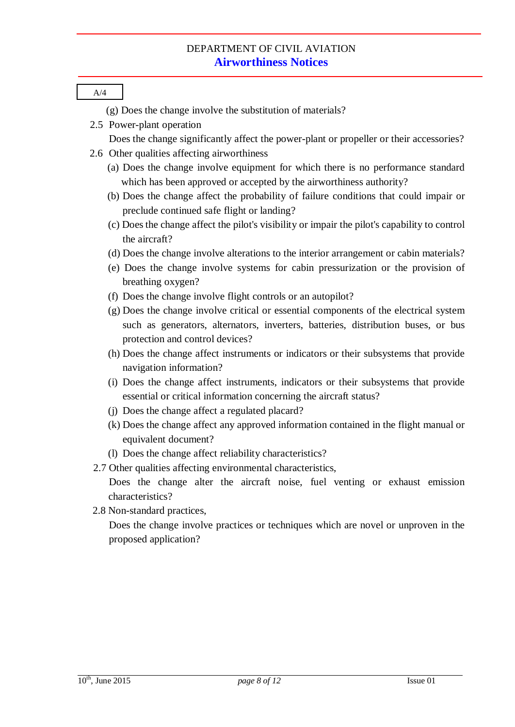A/4

(g) Does the change involve the substitution of materials?

2.5 Power-plant operation

Does the change significantly affect the power-plant or propeller or their accessories?

2.6 Other qualities affecting airworthiness

(a) Does the change involve equipment for which there is no performance standard which has been approved or accepted by the airworthiness authority?

(b) Does the change affect the probability of failure conditions that could impair or preclude continued safe flight or landing?

(c) Does the change affect the pilot's visibility or impair the pilot's capability to control the aircraft?

(d) Does the change involve alterations to the interior arrangement or cabin materials?

(e) Does the change involve systems for cabin pressurization or the provision of breathing oxygen?

(f) Does the change involve flight controls or an autopilot?

(g) Does the change involve critical or essential components of the electrical system such as generators, alternators, inverters, batteries, distribution buses, or bus protection and control devices?

(h) Does the change affect instruments or indicators or their subsystems that provide navigation information?

(i) Does the change affect instruments, indicators or their subsystems that provide essential or critical information concerning the aircraft status?

(j) Does the change affect a regulated placard?

(k) Does the change affect any approved information contained in the flight manual or equivalent document?

(l) Does the change affect reliability characteristics?

2.7 Other qualities affecting environmental characteristics,

Does the change alter the aircraft noise, fuel venting or exhaust emission characteristics?

2.8 Non-standard practices,

Does the change involve practices or techniques which are novel or unproven in the proposed application?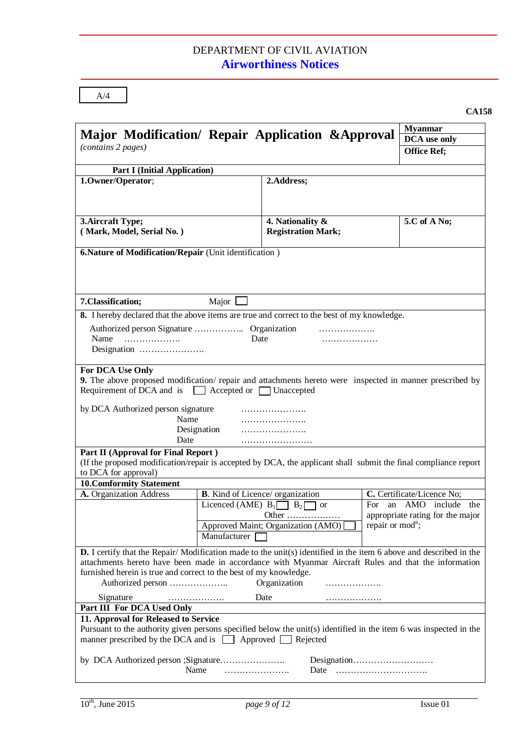DEPARTMENT OF CIVIL AVIATION

**Airworthiness Notices**

A/4

**CA158**

| **Major Modification/ Repair Application &Approval** *(contains 2 pages)* | | | **Myanmar** **DCA use only** **Office Ref;** |
|---|---|---|---|
| **Part I (Initial Application)** | | | |
| **1.Owner/Operator**; | **2.Address;** | | |
| **3.Aircraft Type; ( Mark, Model, Serial No. )** | **4. Nationality & Registration Mark;** | | **5.C of A No;** |
| **6.Nature of Modification/Repair** (Unit identification ) | | | |
| **7.Classification;** | Major ☐ | | |

**8.** I hereby declared that the above items are true and correct to the best of my knowledge.

Authorized person Signature …………….. Organization ……………….

Name ………………. Date ……………….

Designation ………………….

**For DCA Use Only**

**9.** The above proposed modification/ repair and attachments hereto were inspected in manner prescribed by Requirement of DCA and is ☐ Accepted or ☐ Unaccepted

by DCA Authorized person signature …………………..

Name …………………..

Designation …………………..

Date ……………………

**Part II (Approval for Final Report )**

(If the proposed modification/repair is accepted by DCA, the applicant shall submit the final compliance report to DCA for approval)

**10.Comformity Statement**

| **A.** Organization Address | **B**. Kind of Licence/ organization | **C.** Certificate/Licence No; |
|---|---|---|
| | Licenced (AME) $B_1$ ☐ $B_2$ ☐ or Other ……………… Approved Maint; Organization (AMO) ☐ Manufacturer ☐ | For an AMO include the appropriate rating for the major repair or mod[n]; |

**D.** I certify that the Repair/ Modification made to the unit(s) identified in the item 6 above and described in the attachments hereto have been made in accordance with Myanmar Aircraft Rules and that the information furnished herein is true and correct to the best of my knowledge.

Authorized person ……………….. Organization ……………….

Signature ………………. Date ……………….

**Part III For DCA Used Only**

**11. Approval for Released to Service**

Pursuant to the authority given persons specified below the unit(s) identified in the item 6 was inspected in the manner prescribed by the DCA and is ☐ Approved ☐ Rejected

by DCA Authorized person ;Signature…………………. Designation………………………

Name …………………. Date ………………………….

10th, June 2015 Issue 01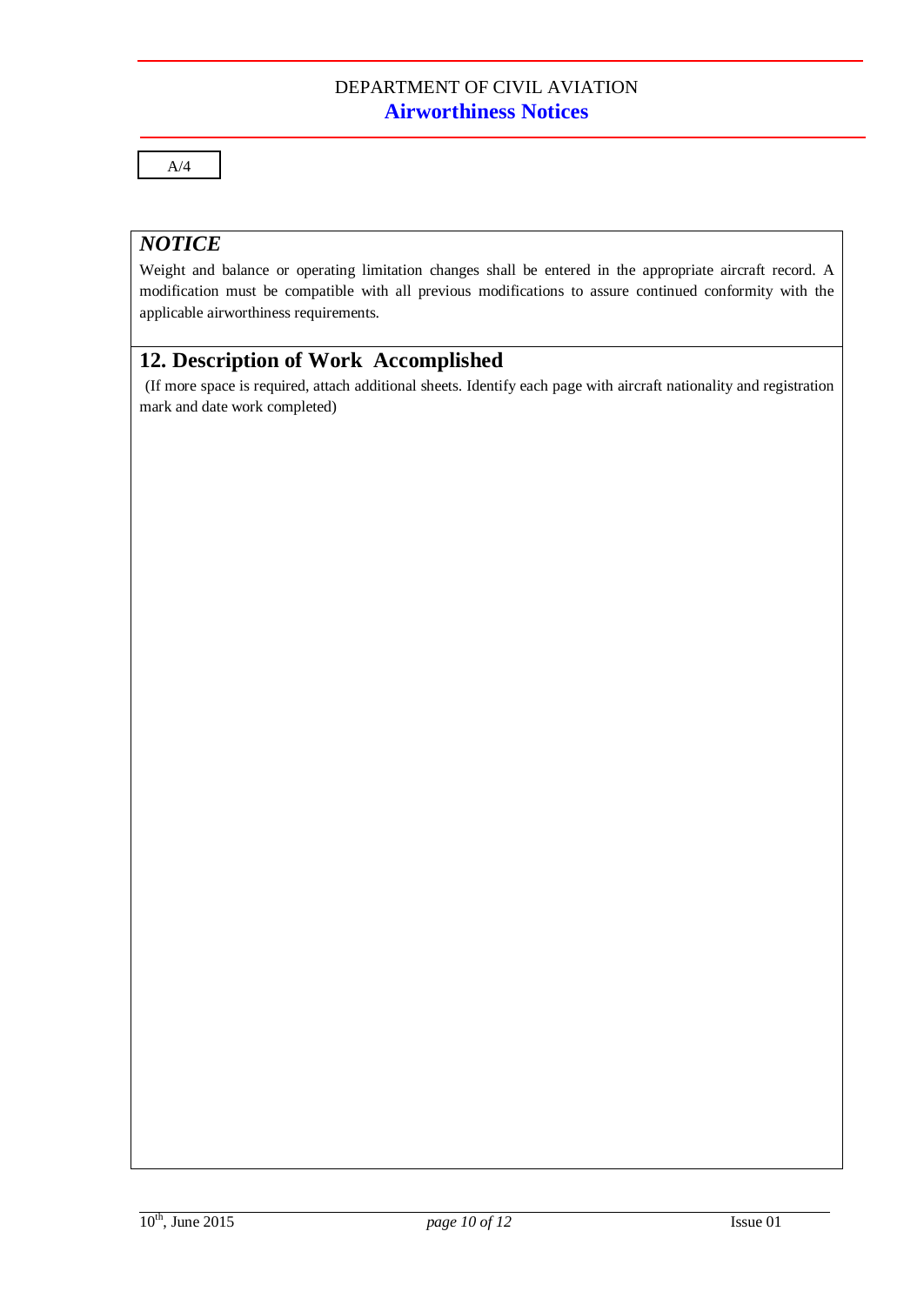A/4

## *NOTICE*

Weight and balance or operating limitation changes shall be entered in the appropriate aircraft record. A modification must be compatible with all previous modifications to assure continued conformity with the applicable airworthiness requirements.

## 12. Description of Work Accomplished

(If more space is required, attach additional sheets. Identify each page with aircraft nationality and registration mark and date work completed)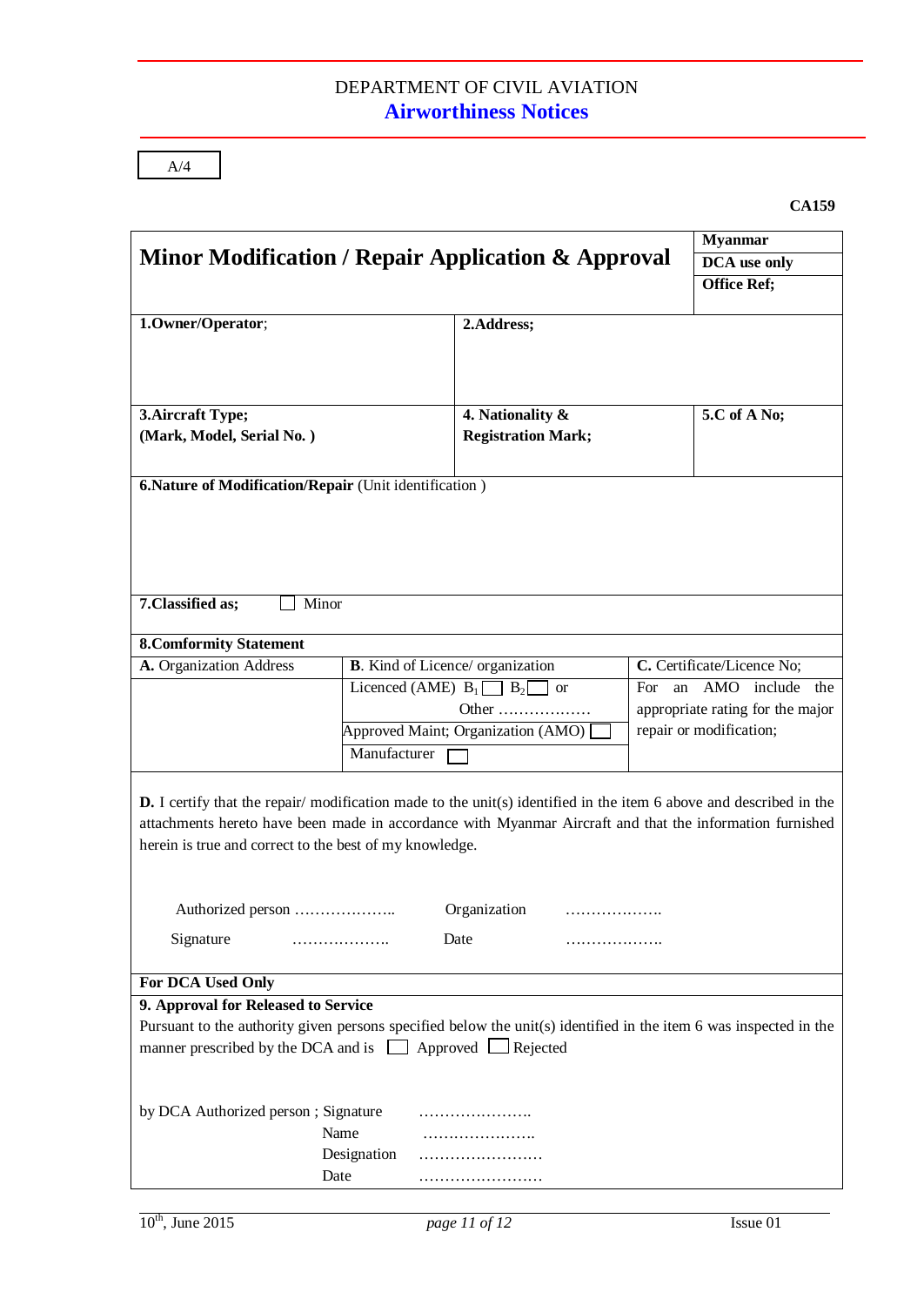DEPARTMENT OF CIVIL AVIATION

**Airworthiness Notices**

A/4

**CA159**

| **Minor Modification / Repair Application & Approval** | | | **Myanmar** <br> **DCA use only** <br> **Office Ref;** |
|---|---|---|---|
| **1.Owner/Operator**; | **2.Address;** | | |
| **3.Aircraft Type;** <br> **(Mark, Model, Serial No. )** | **4. Nationality &** <br> **Registration Mark;** | | **5.C of A No;** |
| **6.Nature of Modification/Repair** (Unit identification ) | | | |
| **7.Classified as;** ☐ Minor | | | |
| **8.Comformity Statement** | | | |
| **A.** Organization Address | **B**. Kind of Licence/ organization | **C.** Certificate/Licence No; | |
| | Licenced (AME) $B_1$ ☐ $B_2$ ☐ or Other ……………… <br> Approved Maint; Organization (AMO) ☐ <br> Manufacturer ☐ | For an AMO include the appropriate rating for the major repair or modification; | |

**D.** I certify that the repair/ modification made to the unit(s) identified in the item 6 above and described in the attachments hereto have been made in accordance with Myanmar Aircraft and that the information furnished herein is true and correct to the best of my knowledge.

Authorized person ……………….. Organization ……………….

Signature ………………. Date ……………….

**For DCA Used Only**

**9. Approval for Released to Service**

Pursuant to the authority given persons specified below the unit(s) identified in the item 6 was inspected in the manner prescribed by the DCA and is ☐ Approved ☐ Rejected

by DCA Authorized person ; Signature ………………….

Name ………………….

Designation ……………………

Date ……………………

$10^{th}$, June 2015 Issue 01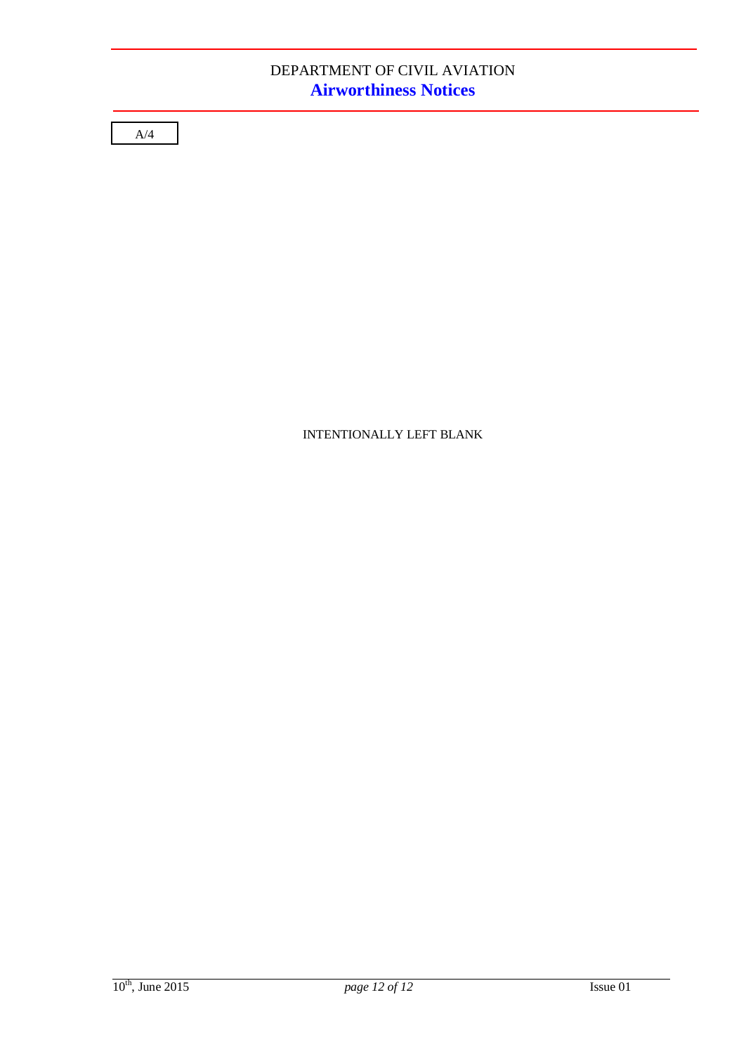A/4

INTENTIONALLY LEFT BLANK